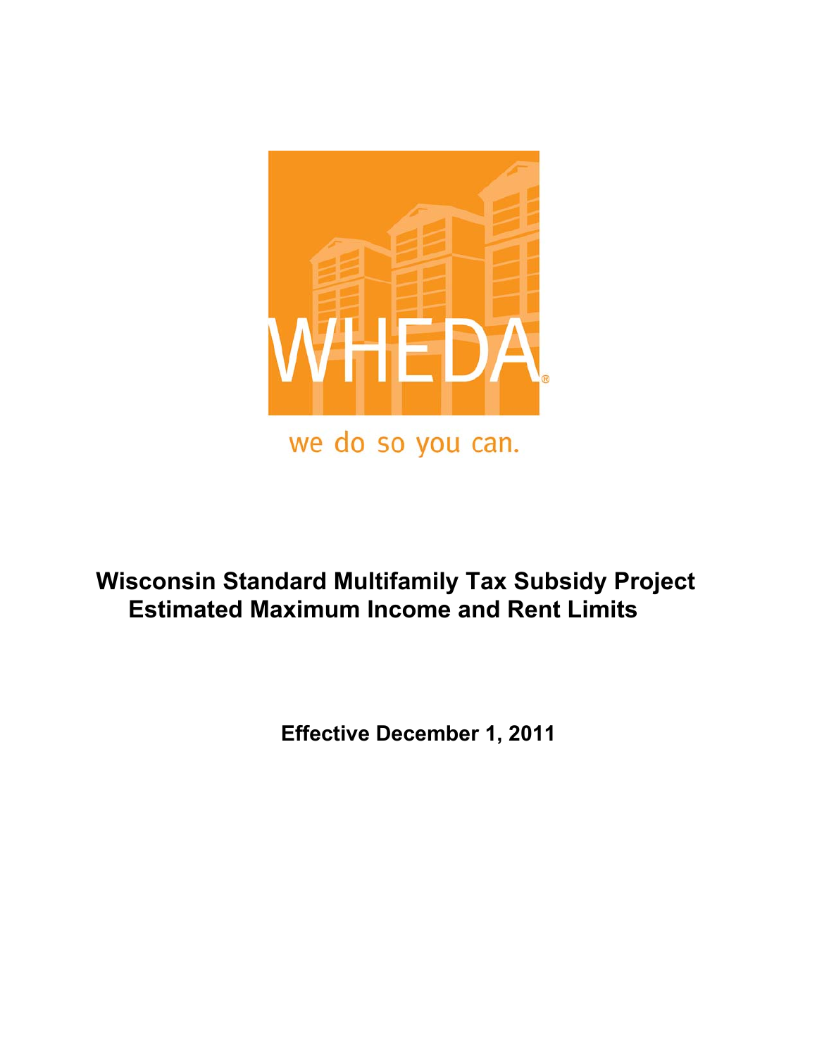WHEDA

we do so you can.

# Wisconsin Standard Multifamily Tax Subsidy Project Estimated Maximum Income and Rent Limits

**Effective December 1, 2011**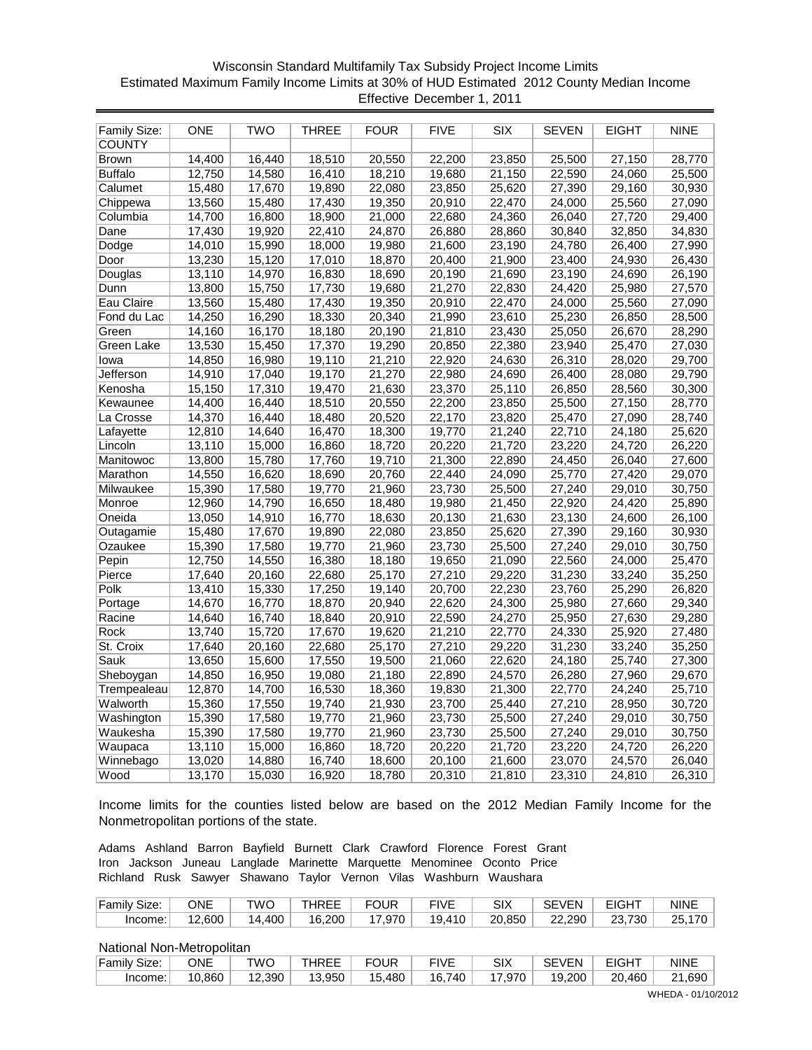Wisconsin Standard Multifamily Tax Subsidy Project Income Limits
Estimated Maximum Family Income Limits at 30% of HUD Estimated 2012 County Median Income
Effective December 1, 2011

| Family Size: | ONE | TWO | THREE | FOUR | FIVE | SIX | SEVEN | EIGHT | NINE |
|---|---|---|---|---|---|---|---|---|---|
| COUNTY | | | | | | | | | |
| Brown | 14,400 | 16,440 | 18,510 | 20,550 | 22,200 | 23,850 | 25,500 | 27,150 | 28,770 |
| Buffalo | 12,750 | 14,580 | 16,410 | 18,210 | 19,680 | 21,150 | 22,590 | 24,060 | 25,500 |
| Calumet | 15,480 | 17,670 | 19,890 | 22,080 | 23,850 | 25,620 | 27,390 | 29,160 | 30,930 |
| Chippewa | 13,560 | 15,480 | 17,430 | 19,350 | 20,910 | 22,470 | 24,000 | 25,560 | 27,090 |
| Columbia | 14,700 | 16,800 | 18,900 | 21,000 | 22,680 | 24,360 | 26,040 | 27,720 | 29,400 |
| Dane | 17,430 | 19,920 | 22,410 | 24,870 | 26,880 | 28,860 | 30,840 | 32,850 | 34,830 |
| Dodge | 14,010 | 15,990 | 18,000 | 19,980 | 21,600 | 23,190 | 24,780 | 26,400 | 27,990 |
| Door | 13,230 | 15,120 | 17,010 | 18,870 | 20,400 | 21,900 | 23,400 | 24,930 | 26,430 |
| Douglas | 13,110 | 14,970 | 16,830 | 18,690 | 20,190 | 21,690 | 23,190 | 24,690 | 26,190 |
| Dunn | 13,800 | 15,750 | 17,730 | 19,680 | 21,270 | 22,830 | 24,420 | 25,980 | 27,570 |
| Eau Claire | 13,560 | 15,480 | 17,430 | 19,350 | 20,910 | 22,470 | 24,000 | 25,560 | 27,090 |
| Fond du Lac | 14,250 | 16,290 | 18,330 | 20,340 | 21,990 | 23,610 | 25,230 | 26,850 | 28,500 |
| Green | 14,160 | 16,170 | 18,180 | 20,190 | 21,810 | 23,430 | 25,050 | 26,670 | 28,290 |
| Green Lake | 13,530 | 15,450 | 17,370 | 19,290 | 20,850 | 22,380 | 23,940 | 25,470 | 27,030 |
| Iowa | 14,850 | 16,980 | 19,110 | 21,210 | 22,920 | 24,630 | 26,310 | 28,020 | 29,700 |
| Jefferson | 14,910 | 17,040 | 19,170 | 21,270 | 22,980 | 24,690 | 26,400 | 28,080 | 29,790 |
| Kenosha | 15,150 | 17,310 | 19,470 | 21,630 | 23,370 | 25,110 | 26,850 | 28,560 | 30,300 |
| Kewaunee | 14,400 | 16,440 | 18,510 | 20,550 | 22,200 | 23,850 | 25,500 | 27,150 | 28,770 |
| La Crosse | 14,370 | 16,440 | 18,480 | 20,520 | 22,170 | 23,820 | 25,470 | 27,090 | 28,740 |
| Lafayette | 12,810 | 14,640 | 16,470 | 18,300 | 19,770 | 21,240 | 22,710 | 24,180 | 25,620 |
| Lincoln | 13,110 | 15,000 | 16,860 | 18,720 | 20,220 | 21,720 | 23,220 | 24,720 | 26,220 |
| Manitowoc | 13,800 | 15,780 | 17,760 | 19,710 | 21,300 | 22,890 | 24,450 | 26,040 | 27,600 |
| Marathon | 14,550 | 16,620 | 18,690 | 20,760 | 22,440 | 24,090 | 25,770 | 27,420 | 29,070 |
| Milwaukee | 15,390 | 17,580 | 19,770 | 21,960 | 23,730 | 25,500 | 27,240 | 29,010 | 30,750 |
| Monroe | 12,960 | 14,790 | 16,650 | 18,480 | 19,980 | 21,450 | 22,920 | 24,420 | 25,890 |
| Oneida | 13,050 | 14,910 | 16,770 | 18,630 | 20,130 | 21,630 | 23,130 | 24,600 | 26,100 |
| Outagamie | 15,480 | 17,670 | 19,890 | 22,080 | 23,850 | 25,620 | 27,390 | 29,160 | 30,930 |
| Ozaukee | 15,390 | 17,580 | 19,770 | 21,960 | 23,730 | 25,500 | 27,240 | 29,010 | 30,750 |
| Pepin | 12,750 | 14,550 | 16,380 | 18,180 | 19,650 | 21,090 | 22,560 | 24,000 | 25,470 |
| Pierce | 17,640 | 20,160 | 22,680 | 25,170 | 27,210 | 29,220 | 31,230 | 33,240 | 35,250 |
| Polk | 13,410 | 15,330 | 17,250 | 19,140 | 20,700 | 22,230 | 23,760 | 25,290 | 26,820 |
| Portage | 14,670 | 16,770 | 18,870 | 20,940 | 22,620 | 24,300 | 25,980 | 27,660 | 29,340 |
| Racine | 14,640 | 16,740 | 18,840 | 20,910 | 22,590 | 24,270 | 25,950 | 27,630 | 29,280 |
| Rock | 13,740 | 15,720 | 17,670 | 19,620 | 21,210 | 22,770 | 24,330 | 25,920 | 27,480 |
| St. Croix | 17,640 | 20,160 | 22,680 | 25,170 | 27,210 | 29,220 | 31,230 | 33,240 | 35,250 |
| Sauk | 13,650 | 15,600 | 17,550 | 19,500 | 21,060 | 22,620 | 24,180 | 25,740 | 27,300 |
| Sheboygan | 14,850 | 16,950 | 19,080 | 21,180 | 22,890 | 24,570 | 26,280 | 27,960 | 29,670 |
| Trempealeau | 12,870 | 14,700 | 16,530 | 18,360 | 19,830 | 21,300 | 22,770 | 24,240 | 25,710 |
| Walworth | 15,360 | 17,550 | 19,740 | 21,930 | 23,700 | 25,440 | 27,210 | 28,950 | 30,720 |
| Washington | 15,390 | 17,580 | 19,770 | 21,960 | 23,730 | 25,500 | 27,240 | 29,010 | 30,750 |
| Waukesha | 15,390 | 17,580 | 19,770 | 21,960 | 23,730 | 25,500 | 27,240 | 29,010 | 30,750 |
| Waupaca | 13,110 | 15,000 | 16,860 | 18,720 | 20,220 | 21,720 | 23,220 | 24,720 | 26,220 |
| Winnebago | 13,020 | 14,880 | 16,740 | 18,600 | 20,100 | 21,600 | 23,070 | 24,570 | 26,040 |
| Wood | 13,170 | 15,030 | 16,920 | 18,780 | 20,310 | 21,810 | 23,310 | 24,810 | 26,310 |

Income limits for the counties listed below are based on the 2012 Median Family Income for the Nonmetropolitan portions of the state.

Adams Ashland Barron Bayfield Burnett Clark Crawford Florence Forest Grant
Iron Jackson Juneau Langlade Marinette Marquette Menominee Oconto Price
Richland Rusk Sawyer Shawano Taylor Vernon Vilas Washburn Waushara

| Family Size: | ONE | TWO | THREE | FOUR | FIVE | SIX | SEVEN | EIGHT | NINE |
|---|---|---|---|---|---|---|---|---|---|
| Income: | 12,600 | 14,400 | 16,200 | 17,970 | 19,410 | 20,850 | 22,290 | 23,730 | 25,170 |

National Non-Metropolitan

| Family Size: | ONE | TWO | THREE | FOUR | FIVE | SIX | SEVEN | EIGHT | NINE |
|---|---|---|---|---|---|---|---|---|---|
| Income: | 10,860 | 12,390 | 13,950 | 15,480 | 16,740 | 17,970 | 19,200 | 20,460 | 21,690 |

WHEDA - 01/10/2012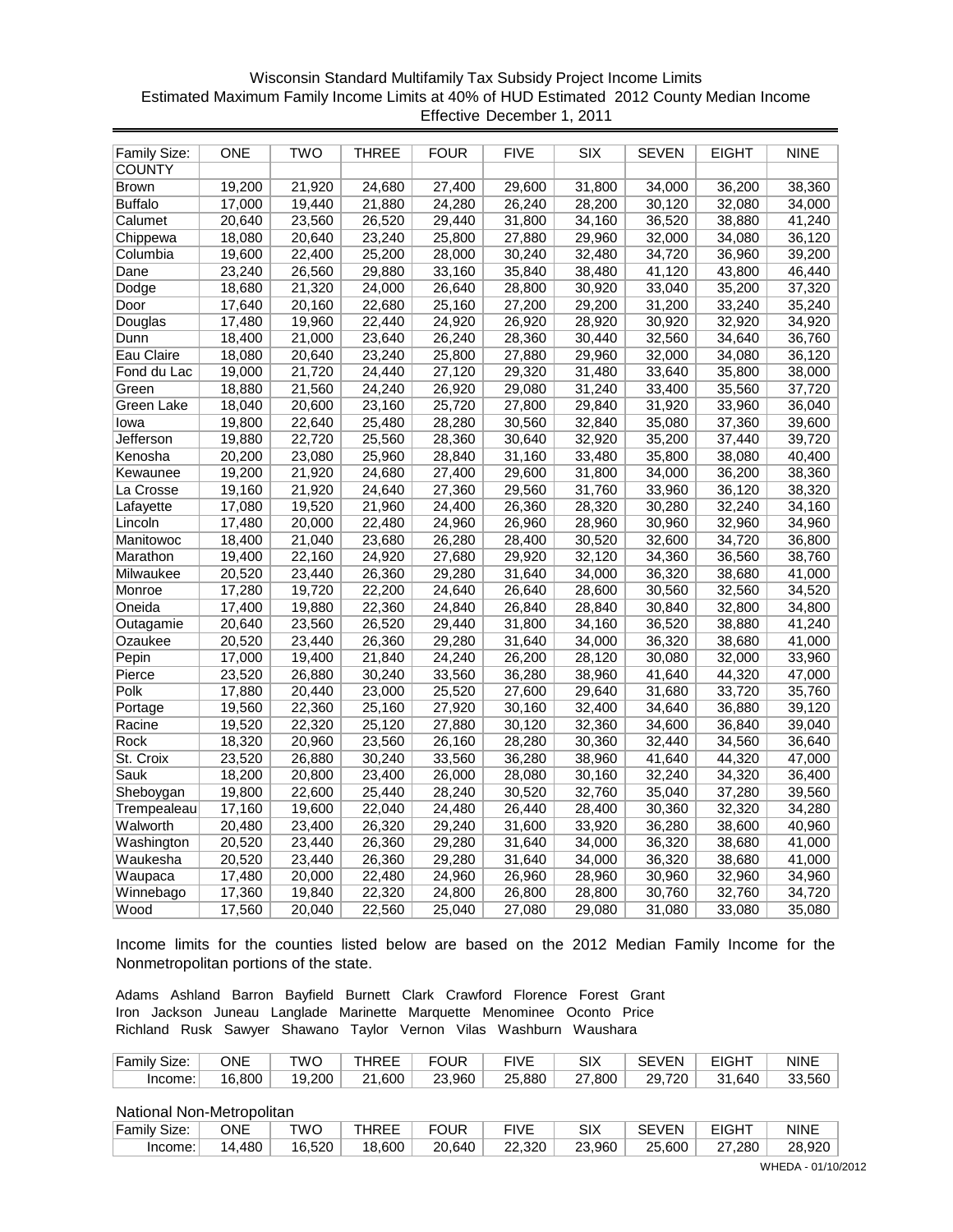Wisconsin Standard Multifamily Tax Subsidy Project Income Limits
Estimated Maximum Family Income Limits at 40% of HUD Estimated 2012 County Median Income
Effective December 1, 2011

| Family Size: | ONE | TWO | THREE | FOUR | FIVE | SIX | SEVEN | EIGHT | NINE |
|---|---|---|---|---|---|---|---|---|---|
| COUNTY | | | | | | | | | |
| Brown | 19,200 | 21,920 | 24,680 | 27,400 | 29,600 | 31,800 | 34,000 | 36,200 | 38,360 |
| Buffalo | 17,000 | 19,440 | 21,880 | 24,280 | 26,240 | 28,200 | 30,120 | 32,080 | 34,000 |
| Calumet | 20,640 | 23,560 | 26,520 | 29,440 | 31,800 | 34,160 | 36,520 | 38,880 | 41,240 |
| Chippewa | 18,080 | 20,640 | 23,240 | 25,800 | 27,880 | 29,960 | 32,000 | 34,080 | 36,120 |
| Columbia | 19,600 | 22,400 | 25,200 | 28,000 | 30,240 | 32,480 | 34,720 | 36,960 | 39,200 |
| Dane | 23,240 | 26,560 | 29,880 | 33,160 | 35,840 | 38,480 | 41,120 | 43,800 | 46,440 |
| Dodge | 18,680 | 21,320 | 24,000 | 26,640 | 28,800 | 30,920 | 33,040 | 35,200 | 37,320 |
| Door | 17,640 | 20,160 | 22,680 | 25,160 | 27,200 | 29,200 | 31,200 | 33,240 | 35,240 |
| Douglas | 17,480 | 19,960 | 22,440 | 24,920 | 26,920 | 28,920 | 30,920 | 32,920 | 34,920 |
| Dunn | 18,400 | 21,000 | 23,640 | 26,240 | 28,360 | 30,440 | 32,560 | 34,640 | 36,760 |
| Eau Claire | 18,080 | 20,640 | 23,240 | 25,800 | 27,880 | 29,960 | 32,000 | 34,080 | 36,120 |
| Fond du Lac | 19,000 | 21,720 | 24,440 | 27,120 | 29,320 | 31,480 | 33,640 | 35,800 | 38,000 |
| Green | 18,880 | 21,560 | 24,240 | 26,920 | 29,080 | 31,240 | 33,400 | 35,560 | 37,720 |
| Green Lake | 18,040 | 20,600 | 23,160 | 25,720 | 27,800 | 29,840 | 31,920 | 33,960 | 36,040 |
| Iowa | 19,800 | 22,640 | 25,480 | 28,280 | 30,560 | 32,840 | 35,080 | 37,360 | 39,600 |
| Jefferson | 19,880 | 22,720 | 25,560 | 28,360 | 30,640 | 32,920 | 35,200 | 37,440 | 39,720 |
| Kenosha | 20,200 | 23,080 | 25,960 | 28,840 | 31,160 | 33,480 | 35,800 | 38,080 | 40,400 |
| Kewaunee | 19,200 | 21,920 | 24,680 | 27,400 | 29,600 | 31,800 | 34,000 | 36,200 | 38,360 |
| La Crosse | 19,160 | 21,920 | 24,640 | 27,360 | 29,560 | 31,760 | 33,960 | 36,120 | 38,320 |
| Lafayette | 17,080 | 19,520 | 21,960 | 24,400 | 26,360 | 28,320 | 30,280 | 32,240 | 34,160 |
| Lincoln | 17,480 | 20,000 | 22,480 | 24,960 | 26,960 | 28,960 | 30,960 | 32,960 | 34,960 |
| Manitowoc | 18,400 | 21,040 | 23,680 | 26,280 | 28,400 | 30,520 | 32,600 | 34,720 | 36,800 |
| Marathon | 19,400 | 22,160 | 24,920 | 27,680 | 29,920 | 32,120 | 34,360 | 36,560 | 38,760 |
| Milwaukee | 20,520 | 23,440 | 26,360 | 29,280 | 31,640 | 34,000 | 36,320 | 38,680 | 41,000 |
| Monroe | 17,280 | 19,720 | 22,200 | 24,640 | 26,640 | 28,600 | 30,560 | 32,560 | 34,520 |
| Oneida | 17,400 | 19,880 | 22,360 | 24,840 | 26,840 | 28,840 | 30,840 | 32,800 | 34,800 |
| Outagamie | 20,640 | 23,560 | 26,520 | 29,440 | 31,800 | 34,160 | 36,520 | 38,880 | 41,240 |
| Ozaukee | 20,520 | 23,440 | 26,360 | 29,280 | 31,640 | 34,000 | 36,320 | 38,680 | 41,000 |
| Pepin | 17,000 | 19,400 | 21,840 | 24,240 | 26,200 | 28,120 | 30,080 | 32,000 | 33,960 |
| Pierce | 23,520 | 26,880 | 30,240 | 33,560 | 36,280 | 38,960 | 41,640 | 44,320 | 47,000 |
| Polk | 17,880 | 20,440 | 23,000 | 25,520 | 27,600 | 29,640 | 31,680 | 33,720 | 35,760 |
| Portage | 19,560 | 22,360 | 25,160 | 27,920 | 30,160 | 32,400 | 34,640 | 36,880 | 39,120 |
| Racine | 19,520 | 22,320 | 25,120 | 27,880 | 30,120 | 32,360 | 34,600 | 36,840 | 39,040 |
| Rock | 18,320 | 20,960 | 23,560 | 26,160 | 28,280 | 30,360 | 32,440 | 34,560 | 36,640 |
| St. Croix | 23,520 | 26,880 | 30,240 | 33,560 | 36,280 | 38,960 | 41,640 | 44,320 | 47,000 |
| Sauk | 18,200 | 20,800 | 23,400 | 26,000 | 28,080 | 30,160 | 32,240 | 34,320 | 36,400 |
| Sheboygan | 19,800 | 22,600 | 25,440 | 28,240 | 30,520 | 32,760 | 35,040 | 37,280 | 39,560 |
| Trempealeau | 17,160 | 19,600 | 22,040 | 24,480 | 26,440 | 28,400 | 30,360 | 32,320 | 34,280 |
| Walworth | 20,480 | 23,400 | 26,320 | 29,240 | 31,600 | 33,920 | 36,280 | 38,600 | 40,960 |
| Washington | 20,520 | 23,440 | 26,360 | 29,280 | 31,640 | 34,000 | 36,320 | 38,680 | 41,000 |
| Waukesha | 20,520 | 23,440 | 26,360 | 29,280 | 31,640 | 34,000 | 36,320 | 38,680 | 41,000 |
| Waupaca | 17,480 | 20,000 | 22,480 | 24,960 | 26,960 | 28,960 | 30,960 | 32,960 | 34,960 |
| Winnebago | 17,360 | 19,840 | 22,320 | 24,800 | 26,800 | 28,800 | 30,760 | 32,760 | 34,720 |
| Wood | 17,560 | 20,040 | 22,560 | 25,040 | 27,080 | 29,080 | 31,080 | 33,080 | 35,080 |

Income limits for the counties listed below are based on the 2012 Median Family Income for the Nonmetropolitan portions of the state.

Adams Ashland Barron Bayfield Burnett Clark Crawford Florence Forest Grant Iron Jackson Juneau Langlade Marinette Marquette Menominee Oconto Price Richland Rusk Sawyer Shawano Taylor Vernon Vilas Washburn Waushara

| Family Size: | ONE | TWO | THREE | FOUR | FIVE | SIX | SEVEN | EIGHT | NINE |
|---|---|---|---|---|---|---|---|---|---|
| Income: | 16,800 | 19,200 | 21,600 | 23,960 | 25,880 | 27,800 | 29,720 | 31,640 | 33,560 |

National Non-Metropolitan

| Family Size: | ONE | TWO | THREE | FOUR | FIVE | SIX | SEVEN | EIGHT | NINE |
|---|---|---|---|---|---|---|---|---|---|
| Income: | 14,480 | 16,520 | 18,600 | 20,640 | 22,320 | 23,960 | 25,600 | 27,280 | 28,920 |

WHEDA - 01/10/2012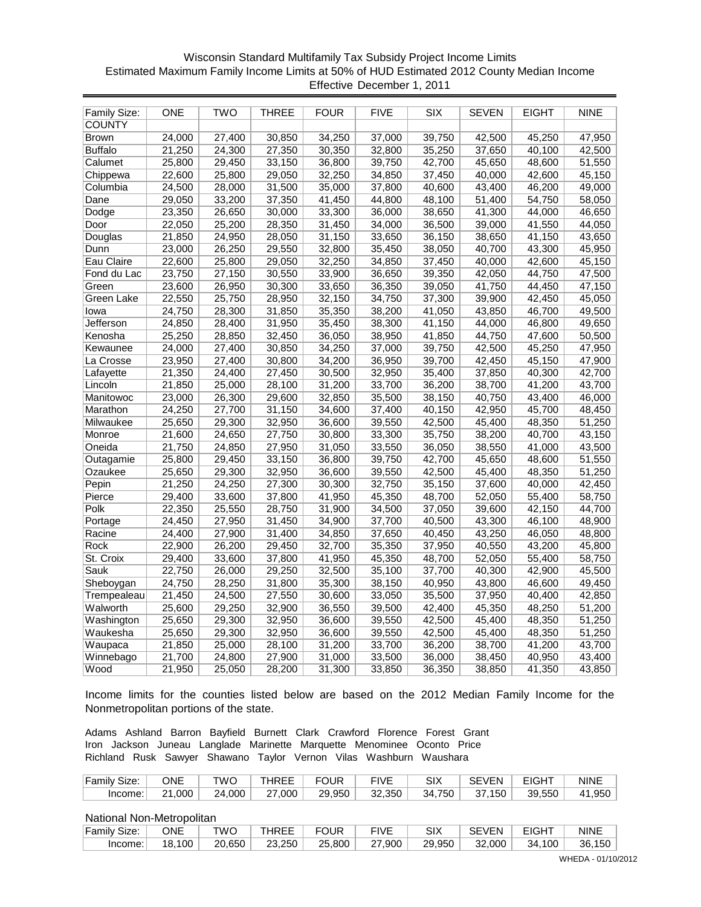Wisconsin Standard Multifamily Tax Subsidy Project Income Limits
Estimated Maximum Family Income Limits at 50% of HUD Estimated 2012 County Median Income
Effective December 1, 2011

| Family Size: | ONE | TWO | THREE | FOUR | FIVE | SIX | SEVEN | EIGHT | NINE |
|---|---|---|---|---|---|---|---|---|---|
| COUNTY | | | | | | | | | |
| Brown | 24,000 | 27,400 | 30,850 | 34,250 | 37,000 | 39,750 | 42,500 | 45,250 | 47,950 |
| Buffalo | 21,250 | 24,300 | 27,350 | 30,350 | 32,800 | 35,250 | 37,650 | 40,100 | 42,500 |
| Calumet | 25,800 | 29,450 | 33,150 | 36,800 | 39,750 | 42,700 | 45,650 | 48,600 | 51,550 |
| Chippewa | 22,600 | 25,800 | 29,050 | 32,250 | 34,850 | 37,450 | 40,000 | 42,600 | 45,150 |
| Columbia | 24,500 | 28,000 | 31,500 | 35,000 | 37,800 | 40,600 | 43,400 | 46,200 | 49,000 |
| Dane | 29,050 | 33,200 | 37,350 | 41,450 | 44,800 | 48,100 | 51,400 | 54,750 | 58,050 |
| Dodge | 23,350 | 26,650 | 30,000 | 33,300 | 36,000 | 38,650 | 41,300 | 44,000 | 46,650 |
| Door | 22,050 | 25,200 | 28,350 | 31,450 | 34,000 | 36,500 | 39,000 | 41,550 | 44,050 |
| Douglas | 21,850 | 24,950 | 28,050 | 31,150 | 33,650 | 36,150 | 38,650 | 41,150 | 43,650 |
| Dunn | 23,000 | 26,250 | 29,550 | 32,800 | 35,450 | 38,050 | 40,700 | 43,300 | 45,950 |
| Eau Claire | 22,600 | 25,800 | 29,050 | 32,250 | 34,850 | 37,450 | 40,000 | 42,600 | 45,150 |
| Fond du Lac | 23,750 | 27,150 | 30,550 | 33,900 | 36,650 | 39,350 | 42,050 | 44,750 | 47,500 |
| Green | 23,600 | 26,950 | 30,300 | 33,650 | 36,350 | 39,050 | 41,750 | 44,450 | 47,150 |
| Green Lake | 22,550 | 25,750 | 28,950 | 32,150 | 34,750 | 37,300 | 39,900 | 42,450 | 45,050 |
| Iowa | 24,750 | 28,300 | 31,850 | 35,350 | 38,200 | 41,050 | 43,850 | 46,700 | 49,500 |
| Jefferson | 24,850 | 28,400 | 31,950 | 35,450 | 38,300 | 41,150 | 44,000 | 46,800 | 49,650 |
| Kenosha | 25,250 | 28,850 | 32,450 | 36,050 | 38,950 | 41,850 | 44,750 | 47,600 | 50,500 |
| Kewaunee | 24,000 | 27,400 | 30,850 | 34,250 | 37,000 | 39,750 | 42,500 | 45,250 | 47,950 |
| La Crosse | 23,950 | 27,400 | 30,800 | 34,200 | 36,950 | 39,700 | 42,450 | 45,150 | 47,900 |
| Lafayette | 21,350 | 24,400 | 27,450 | 30,500 | 32,950 | 35,400 | 37,850 | 40,300 | 42,700 |
| Lincoln | 21,850 | 25,000 | 28,100 | 31,200 | 33,700 | 36,200 | 38,700 | 41,200 | 43,700 |
| Manitowoc | 23,000 | 26,300 | 29,600 | 32,850 | 35,500 | 38,150 | 40,750 | 43,400 | 46,000 |
| Marathon | 24,250 | 27,700 | 31,150 | 34,600 | 37,400 | 40,150 | 42,950 | 45,700 | 48,450 |
| Milwaukee | 25,650 | 29,300 | 32,950 | 36,600 | 39,550 | 42,500 | 45,400 | 48,350 | 51,250 |
| Monroe | 21,600 | 24,650 | 27,750 | 30,800 | 33,300 | 35,750 | 38,200 | 40,700 | 43,150 |
| Oneida | 21,750 | 24,850 | 27,950 | 31,050 | 33,550 | 36,050 | 38,550 | 41,000 | 43,500 |
| Outagamie | 25,800 | 29,450 | 33,150 | 36,800 | 39,750 | 42,700 | 45,650 | 48,600 | 51,550 |
| Ozaukee | 25,650 | 29,300 | 32,950 | 36,600 | 39,550 | 42,500 | 45,400 | 48,350 | 51,250 |
| Pepin | 21,250 | 24,250 | 27,300 | 30,300 | 32,750 | 35,150 | 37,600 | 40,000 | 42,450 |
| Pierce | 29,400 | 33,600 | 37,800 | 41,950 | 45,350 | 48,700 | 52,050 | 55,400 | 58,750 |
| Polk | 22,350 | 25,550 | 28,750 | 31,900 | 34,500 | 37,050 | 39,600 | 42,150 | 44,700 |
| Portage | 24,450 | 27,950 | 31,450 | 34,900 | 37,700 | 40,500 | 43,300 | 46,100 | 48,900 |
| Racine | 24,400 | 27,900 | 31,400 | 34,850 | 37,650 | 40,450 | 43,250 | 46,050 | 48,800 |
| Rock | 22,900 | 26,200 | 29,450 | 32,700 | 35,350 | 37,950 | 40,550 | 43,200 | 45,800 |
| St. Croix | 29,400 | 33,600 | 37,800 | 41,950 | 45,350 | 48,700 | 52,050 | 55,400 | 58,750 |
| Sauk | 22,750 | 26,000 | 29,250 | 32,500 | 35,100 | 37,700 | 40,300 | 42,900 | 45,500 |
| Sheboygan | 24,750 | 28,250 | 31,800 | 35,300 | 38,150 | 40,950 | 43,800 | 46,600 | 49,450 |
| Trempealeau | 21,450 | 24,500 | 27,550 | 30,600 | 33,050 | 35,500 | 37,950 | 40,400 | 42,850 |
| Walworth | 25,600 | 29,250 | 32,900 | 36,550 | 39,500 | 42,400 | 45,350 | 48,250 | 51,200 |
| Washington | 25,650 | 29,300 | 32,950 | 36,600 | 39,550 | 42,500 | 45,400 | 48,350 | 51,250 |
| Waukesha | 25,650 | 29,300 | 32,950 | 36,600 | 39,550 | 42,500 | 45,400 | 48,350 | 51,250 |
| Waupaca | 21,850 | 25,000 | 28,100 | 31,200 | 33,700 | 36,200 | 38,700 | 41,200 | 43,700 |
| Winnebago | 21,700 | 24,800 | 27,900 | 31,000 | 33,500 | 36,000 | 38,450 | 40,950 | 43,400 |
| Wood | 21,950 | 25,050 | 28,200 | 31,300 | 33,850 | 36,350 | 38,850 | 41,350 | 43,850 |

Income limits for the counties listed below are based on the 2012 Median Family Income for the Nonmetropolitan portions of the state.

Adams Ashland Barron Bayfield Burnett Clark Crawford Florence Forest Grant Iron Jackson Juneau Langlade Marinette Marquette Menominee Oconto Price Richland Rusk Sawyer Shawano Taylor Vernon Vilas Washburn Waushara

| Family Size: | ONE | TWO | THREE | FOUR | FIVE | SIX | SEVEN | EIGHT | NINE |
|---|---|---|---|---|---|---|---|---|---|
| Income: | 21,000 | 24,000 | 27,000 | 29,950 | 32,350 | 34,750 | 37,150 | 39,550 | 41,950 |

National Non-Metropolitan

| Family Size: | ONE | TWO | THREE | FOUR | FIVE | SIX | SEVEN | EIGHT | NINE |
|---|---|---|---|---|---|---|---|---|---|
| Income: | 18,100 | 20,650 | 23,250 | 25,800 | 27,900 | 29,950 | 32,000 | 34,100 | 36,150 |

WHEDA - 01/10/2012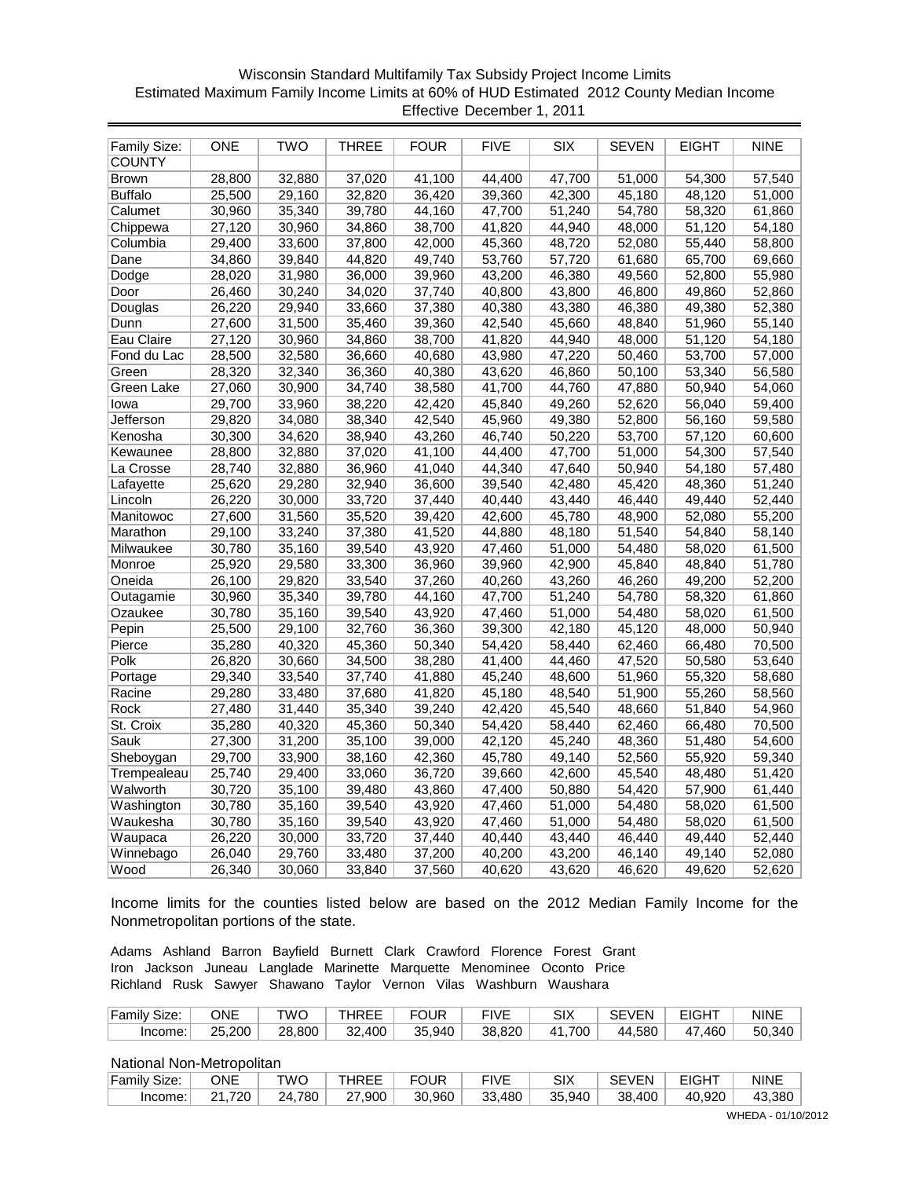Wisconsin Standard Multifamily Tax Subsidy Project Income Limits
Estimated Maximum Family Income Limits at 60% of HUD Estimated 2012 County Median Income
Effective December 1, 2011

| Family Size: | ONE | TWO | THREE | FOUR | FIVE | SIX | SEVEN | EIGHT | NINE |
|---|---|---|---|---|---|---|---|---|---|
| COUNTY | | | | | | | | | |
| Brown | 28,800 | 32,880 | 37,020 | 41,100 | 44,400 | 47,700 | 51,000 | 54,300 | 57,540 |
| Buffalo | 25,500 | 29,160 | 32,820 | 36,420 | 39,360 | 42,300 | 45,180 | 48,120 | 51,000 |
| Calumet | 30,960 | 35,340 | 39,780 | 44,160 | 47,700 | 51,240 | 54,780 | 58,320 | 61,860 |
| Chippewa | 27,120 | 30,960 | 34,860 | 38,700 | 41,820 | 44,940 | 48,000 | 51,120 | 54,180 |
| Columbia | 29,400 | 33,600 | 37,800 | 42,000 | 45,360 | 48,720 | 52,080 | 55,440 | 58,800 |
| Dane | 34,860 | 39,840 | 44,820 | 49,740 | 53,760 | 57,720 | 61,680 | 65,700 | 69,660 |
| Dodge | 28,020 | 31,980 | 36,000 | 39,960 | 43,200 | 46,380 | 49,560 | 52,800 | 55,980 |
| Door | 26,460 | 30,240 | 34,020 | 37,740 | 40,800 | 43,800 | 46,800 | 49,860 | 52,860 |
| Douglas | 26,220 | 29,940 | 33,660 | 37,380 | 40,380 | 43,380 | 46,380 | 49,380 | 52,380 |
| Dunn | 27,600 | 31,500 | 35,460 | 39,360 | 42,540 | 45,660 | 48,840 | 51,960 | 55,140 |
| Eau Claire | 27,120 | 30,960 | 34,860 | 38,700 | 41,820 | 44,940 | 48,000 | 51,120 | 54,180 |
| Fond du Lac | 28,500 | 32,580 | 36,660 | 40,680 | 43,980 | 47,220 | 50,460 | 53,700 | 57,000 |
| Green | 28,320 | 32,340 | 36,360 | 40,380 | 43,620 | 46,860 | 50,100 | 53,340 | 56,580 |
| Green Lake | 27,060 | 30,900 | 34,740 | 38,580 | 41,700 | 44,760 | 47,880 | 50,940 | 54,060 |
| Iowa | 29,700 | 33,960 | 38,220 | 42,420 | 45,840 | 49,260 | 52,620 | 56,040 | 59,400 |
| Jefferson | 29,820 | 34,080 | 38,340 | 42,540 | 45,960 | 49,380 | 52,800 | 56,160 | 59,580 |
| Kenosha | 30,300 | 34,620 | 38,940 | 43,260 | 46,740 | 50,220 | 53,700 | 57,120 | 60,600 |
| Kewaunee | 28,800 | 32,880 | 37,020 | 41,100 | 44,400 | 47,700 | 51,000 | 54,300 | 57,540 |
| La Crosse | 28,740 | 32,880 | 36,960 | 41,040 | 44,340 | 47,640 | 50,940 | 54,180 | 57,480 |
| Lafayette | 25,620 | 29,280 | 32,940 | 36,600 | 39,540 | 42,480 | 45,420 | 48,360 | 51,240 |
| Lincoln | 26,220 | 30,000 | 33,720 | 37,440 | 40,440 | 43,440 | 46,440 | 49,440 | 52,440 |
| Manitowoc | 27,600 | 31,560 | 35,520 | 39,420 | 42,600 | 45,780 | 48,900 | 52,080 | 55,200 |
| Marathon | 29,100 | 33,240 | 37,380 | 41,520 | 44,880 | 48,180 | 51,540 | 54,840 | 58,140 |
| Milwaukee | 30,780 | 35,160 | 39,540 | 43,920 | 47,460 | 51,000 | 54,480 | 58,020 | 61,500 |
| Monroe | 25,920 | 29,580 | 33,300 | 36,960 | 39,960 | 42,900 | 45,840 | 48,840 | 51,780 |
| Oneida | 26,100 | 29,820 | 33,540 | 37,260 | 40,260 | 43,260 | 46,260 | 49,200 | 52,200 |
| Outagamie | 30,960 | 35,340 | 39,780 | 44,160 | 47,700 | 51,240 | 54,780 | 58,320 | 61,860 |
| Ozaukee | 30,780 | 35,160 | 39,540 | 43,920 | 47,460 | 51,000 | 54,480 | 58,020 | 61,500 |
| Pepin | 25,500 | 29,100 | 32,760 | 36,360 | 39,300 | 42,180 | 45,120 | 48,000 | 50,940 |
| Pierce | 35,280 | 40,320 | 45,360 | 50,340 | 54,420 | 58,440 | 62,460 | 66,480 | 70,500 |
| Polk | 26,820 | 30,660 | 34,500 | 38,280 | 41,400 | 44,460 | 47,520 | 50,580 | 53,640 |
| Portage | 29,340 | 33,540 | 37,740 | 41,880 | 45,240 | 48,600 | 51,960 | 55,320 | 58,680 |
| Racine | 29,280 | 33,480 | 37,680 | 41,820 | 45,180 | 48,540 | 51,900 | 55,260 | 58,560 |
| Rock | 27,480 | 31,440 | 35,340 | 39,240 | 42,420 | 45,540 | 48,660 | 51,840 | 54,960 |
| St. Croix | 35,280 | 40,320 | 45,360 | 50,340 | 54,420 | 58,440 | 62,460 | 66,480 | 70,500 |
| Sauk | 27,300 | 31,200 | 35,100 | 39,000 | 42,120 | 45,240 | 48,360 | 51,480 | 54,600 |
| Sheboygan | 29,700 | 33,900 | 38,160 | 42,360 | 45,780 | 49,140 | 52,560 | 55,920 | 59,340 |
| Trempealeau | 25,740 | 29,400 | 33,060 | 36,720 | 39,660 | 42,600 | 45,540 | 48,480 | 51,420 |
| Walworth | 30,720 | 35,100 | 39,480 | 43,860 | 47,400 | 50,880 | 54,420 | 57,900 | 61,440 |
| Washington | 30,780 | 35,160 | 39,540 | 43,920 | 47,460 | 51,000 | 54,480 | 58,020 | 61,500 |
| Waukesha | 30,780 | 35,160 | 39,540 | 43,920 | 47,460 | 51,000 | 54,480 | 58,020 | 61,500 |
| Waupaca | 26,220 | 30,000 | 33,720 | 37,440 | 40,440 | 43,440 | 46,440 | 49,440 | 52,440 |
| Winnebago | 26,040 | 29,760 | 33,480 | 37,200 | 40,200 | 43,200 | 46,140 | 49,140 | 52,080 |
| Wood | 26,340 | 30,060 | 33,840 | 37,560 | 40,620 | 43,620 | 46,620 | 49,620 | 52,620 |

Income limits for the counties listed below are based on the 2012 Median Family Income for the Nonmetropolitan portions of the state.

Adams Ashland Barron Bayfield Burnett Clark Crawford Florence Forest Grant Iron Jackson Juneau Langlade Marinette Marquette Menominee Oconto Price Richland Rusk Sawyer Shawano Taylor Vernon Vilas Washburn Waushara

| Family Size: | ONE | TWO | THREE | FOUR | FIVE | SIX | SEVEN | EIGHT | NINE |
|---|---|---|---|---|---|---|---|---|---|
| Income: | 25,200 | 28,800 | 32,400 | 35,940 | 38,820 | 41,700 | 44,580 | 47,460 | 50,340 |

National Non-Metropolitan

| Family Size: | ONE | TWO | THREE | FOUR | FIVE | SIX | SEVEN | EIGHT | NINE |
|---|---|---|---|---|---|---|---|---|---|
| Income: | 21,720 | 24,780 | 27,900 | 30,960 | 33,480 | 35,940 | 38,400 | 40,920 | 43,380 |

WHEDA - 01/10/2012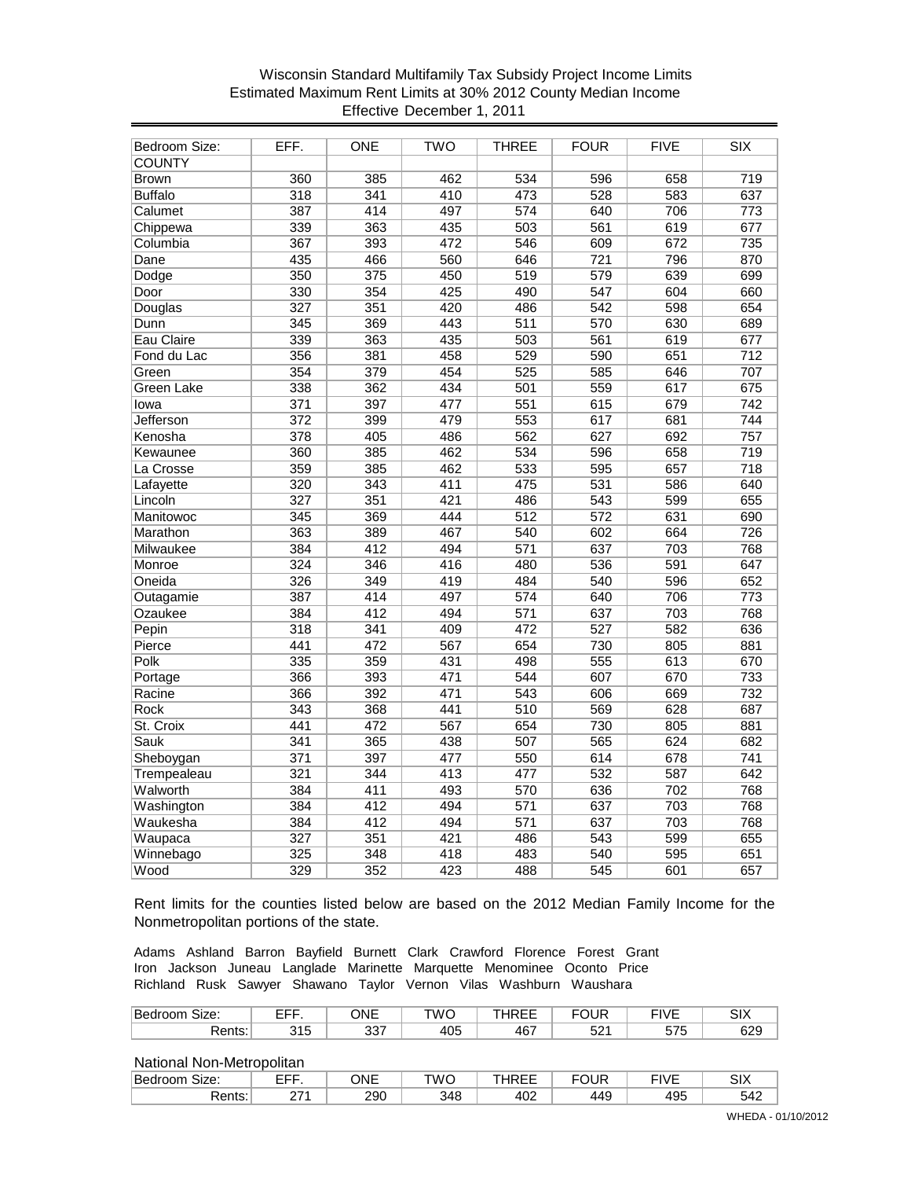Wisconsin Standard Multifamily Tax Subsidy Project Income Limits
Estimated Maximum Rent Limits at 30% 2012 County Median Income
Effective December 1, 2011

| Bedroom Size: | EFF. | ONE | TWO | THREE | FOUR | FIVE | SIX |
|---|---|---|---|---|---|---|---|
| COUNTY | | | | | | | |
| Brown | 360 | 385 | 462 | 534 | 596 | 658 | 719 |
| Buffalo | 318 | 341 | 410 | 473 | 528 | 583 | 637 |
| Calumet | 387 | 414 | 497 | 574 | 640 | 706 | 773 |
| Chippewa | 339 | 363 | 435 | 503 | 561 | 619 | 677 |
| Columbia | 367 | 393 | 472 | 546 | 609 | 672 | 735 |
| Dane | 435 | 466 | 560 | 646 | 721 | 796 | 870 |
| Dodge | 350 | 375 | 450 | 519 | 579 | 639 | 699 |
| Door | 330 | 354 | 425 | 490 | 547 | 604 | 660 |
| Douglas | 327 | 351 | 420 | 486 | 542 | 598 | 654 |
| Dunn | 345 | 369 | 443 | 511 | 570 | 630 | 689 |
| Eau Claire | 339 | 363 | 435 | 503 | 561 | 619 | 677 |
| Fond du Lac | 356 | 381 | 458 | 529 | 590 | 651 | 712 |
| Green | 354 | 379 | 454 | 525 | 585 | 646 | 707 |
| Green Lake | 338 | 362 | 434 | 501 | 559 | 617 | 675 |
| Iowa | 371 | 397 | 477 | 551 | 615 | 679 | 742 |
| Jefferson | 372 | 399 | 479 | 553 | 617 | 681 | 744 |
| Kenosha | 378 | 405 | 486 | 562 | 627 | 692 | 757 |
| Kewaunee | 360 | 385 | 462 | 534 | 596 | 658 | 719 |
| La Crosse | 359 | 385 | 462 | 533 | 595 | 657 | 718 |
| Lafayette | 320 | 343 | 411 | 475 | 531 | 586 | 640 |
| Lincoln | 327 | 351 | 421 | 486 | 543 | 599 | 655 |
| Manitowoc | 345 | 369 | 444 | 512 | 572 | 631 | 690 |
| Marathon | 363 | 389 | 467 | 540 | 602 | 664 | 726 |
| Milwaukee | 384 | 412 | 494 | 571 | 637 | 703 | 768 |
| Monroe | 324 | 346 | 416 | 480 | 536 | 591 | 647 |
| Oneida | 326 | 349 | 419 | 484 | 540 | 596 | 652 |
| Outagamie | 387 | 414 | 497 | 574 | 640 | 706 | 773 |
| Ozaukee | 384 | 412 | 494 | 571 | 637 | 703 | 768 |
| Pepin | 318 | 341 | 409 | 472 | 527 | 582 | 636 |
| Pierce | 441 | 472 | 567 | 654 | 730 | 805 | 881 |
| Polk | 335 | 359 | 431 | 498 | 555 | 613 | 670 |
| Portage | 366 | 393 | 471 | 544 | 607 | 670 | 733 |
| Racine | 366 | 392 | 471 | 543 | 606 | 669 | 732 |
| Rock | 343 | 368 | 441 | 510 | 569 | 628 | 687 |
| St. Croix | 441 | 472 | 567 | 654 | 730 | 805 | 881 |
| Sauk | 341 | 365 | 438 | 507 | 565 | 624 | 682 |
| Sheboygan | 371 | 397 | 477 | 550 | 614 | 678 | 741 |
| Trempealeau | 321 | 344 | 413 | 477 | 532 | 587 | 642 |
| Walworth | 384 | 411 | 493 | 570 | 636 | 702 | 768 |
| Washington | 384 | 412 | 494 | 571 | 637 | 703 | 768 |
| Waukesha | 384 | 412 | 494 | 571 | 637 | 703 | 768 |
| Waupaca | 327 | 351 | 421 | 486 | 543 | 599 | 655 |
| Winnebago | 325 | 348 | 418 | 483 | 540 | 595 | 651 |
| Wood | 329 | 352 | 423 | 488 | 545 | 601 | 657 |

Rent limits for the counties listed below are based on the 2012 Median Family Income for the Nonmetropolitan portions of the state.

Adams Ashland Barron Bayfield Burnett Clark Crawford Florence Forest Grant
Iron Jackson Juneau Langlade Marinette Marquette Menominee Oconto Price
Richland Rusk Sawyer Shawano Taylor Vernon Vilas Washburn Waushara

| Bedroom Size: | EFF. | ONE | TWO | THREE | FOUR | FIVE | SIX |
|---|---|---|---|---|---|---|---|
| Rents: | 315 | 337 | 405 | 467 | 521 | 575 | 629 |

National Non-Metropolitan

| Bedroom Size: | EFF. | ONE | TWO | THREE | FOUR | FIVE | SIX |
|---|---|---|---|---|---|---|---|
| Rents: | 271 | 290 | 348 | 402 | 449 | 495 | 542 |

WHEDA - 01/10/2012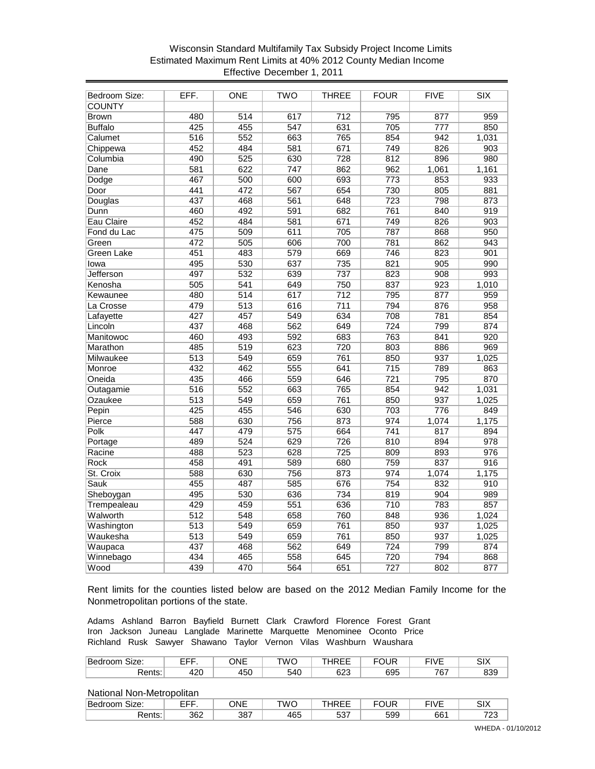Wisconsin Standard Multifamily Tax Subsidy Project Income Limits
Estimated Maximum Rent Limits at 40% 2012 County Median Income
Effective December 1, 2011

| Bedroom Size: | EFF. | ONE | TWO | THREE | FOUR | FIVE | SIX |
|---|---|---|---|---|---|---|---|
| COUNTY | | | | | | | |
| Brown | 480 | 514 | 617 | 712 | 795 | 877 | 959 |
| Buffalo | 425 | 455 | 547 | 631 | 705 | 777 | 850 |
| Calumet | 516 | 552 | 663 | 765 | 854 | 942 | 1,031 |
| Chippewa | 452 | 484 | 581 | 671 | 749 | 826 | 903 |
| Columbia | 490 | 525 | 630 | 728 | 812 | 896 | 980 |
| Dane | 581 | 622 | 747 | 862 | 962 | 1,061 | 1,161 |
| Dodge | 467 | 500 | 600 | 693 | 773 | 853 | 933 |
| Door | 441 | 472 | 567 | 654 | 730 | 805 | 881 |
| Douglas | 437 | 468 | 561 | 648 | 723 | 798 | 873 |
| Dunn | 460 | 492 | 591 | 682 | 761 | 840 | 919 |
| Eau Claire | 452 | 484 | 581 | 671 | 749 | 826 | 903 |
| Fond du Lac | 475 | 509 | 611 | 705 | 787 | 868 | 950 |
| Green | 472 | 505 | 606 | 700 | 781 | 862 | 943 |
| Green Lake | 451 | 483 | 579 | 669 | 746 | 823 | 901 |
| Iowa | 495 | 530 | 637 | 735 | 821 | 905 | 990 |
| Jefferson | 497 | 532 | 639 | 737 | 823 | 908 | 993 |
| Kenosha | 505 | 541 | 649 | 750 | 837 | 923 | 1,010 |
| Kewaunee | 480 | 514 | 617 | 712 | 795 | 877 | 959 |
| La Crosse | 479 | 513 | 616 | 711 | 794 | 876 | 958 |
| Lafayette | 427 | 457 | 549 | 634 | 708 | 781 | 854 |
| Lincoln | 437 | 468 | 562 | 649 | 724 | 799 | 874 |
| Manitowoc | 460 | 493 | 592 | 683 | 763 | 841 | 920 |
| Marathon | 485 | 519 | 623 | 720 | 803 | 886 | 969 |
| Milwaukee | 513 | 549 | 659 | 761 | 850 | 937 | 1,025 |
| Monroe | 432 | 462 | 555 | 641 | 715 | 789 | 863 |
| Oneida | 435 | 466 | 559 | 646 | 721 | 795 | 870 |
| Outagamie | 516 | 552 | 663 | 765 | 854 | 942 | 1,031 |
| Ozaukee | 513 | 549 | 659 | 761 | 850 | 937 | 1,025 |
| Pepin | 425 | 455 | 546 | 630 | 703 | 776 | 849 |
| Pierce | 588 | 630 | 756 | 873 | 974 | 1,074 | 1,175 |
| Polk | 447 | 479 | 575 | 664 | 741 | 817 | 894 |
| Portage | 489 | 524 | 629 | 726 | 810 | 894 | 978 |
| Racine | 488 | 523 | 628 | 725 | 809 | 893 | 976 |
| Rock | 458 | 491 | 589 | 680 | 759 | 837 | 916 |
| St. Croix | 588 | 630 | 756 | 873 | 974 | 1,074 | 1,175 |
| Sauk | 455 | 487 | 585 | 676 | 754 | 832 | 910 |
| Sheboygan | 495 | 530 | 636 | 734 | 819 | 904 | 989 |
| Trempealeau | 429 | 459 | 551 | 636 | 710 | 783 | 857 |
| Walworth | 512 | 548 | 658 | 760 | 848 | 936 | 1,024 |
| Washington | 513 | 549 | 659 | 761 | 850 | 937 | 1,025 |
| Waukesha | 513 | 549 | 659 | 761 | 850 | 937 | 1,025 |
| Waupaca | 437 | 468 | 562 | 649 | 724 | 799 | 874 |
| Winnebago | 434 | 465 | 558 | 645 | 720 | 794 | 868 |
| Wood | 439 | 470 | 564 | 651 | 727 | 802 | 877 |

Rent limits for the counties listed below are based on the 2012 Median Family Income for the Nonmetropolitan portions of the state.

Adams Ashland Barron Bayfield Burnett Clark Crawford Florence Forest Grant Iron Jackson Juneau Langlade Marinette Marquette Menominee Oconto Price Richland Rusk Sawyer Shawano Taylor Vernon Vilas Washburn Waushara

| Bedroom Size: | EFF. | ONE | TWO | THREE | FOUR | FIVE | SIX |
|---|---|---|---|---|---|---|---|
| Rents: | 420 | 450 | 540 | 623 | 695 | 767 | 839 |

National Non-Metropolitan

| Bedroom Size: | EFF. | ONE | TWO | THREE | FOUR | FIVE | SIX |
|---|---|---|---|---|---|---|---|
| Rents: | 362 | 387 | 465 | 537 | 599 | 661 | 723 |

WHEDA - 01/10/2012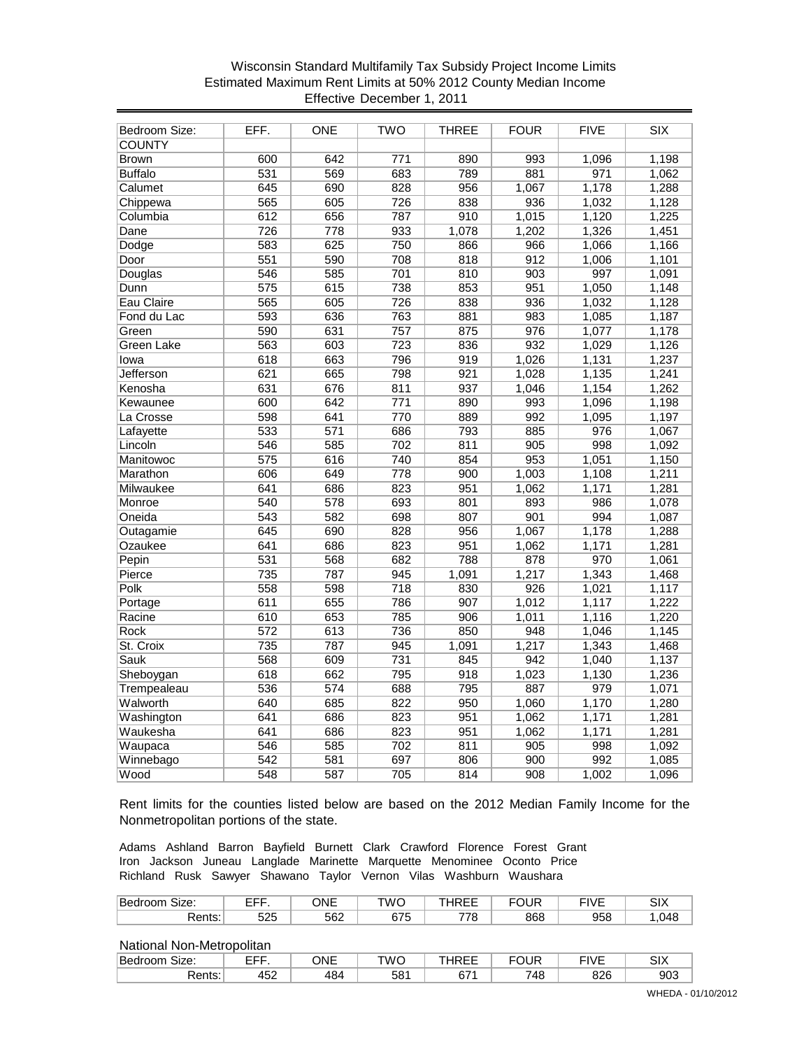Wisconsin Standard Multifamily Tax Subsidy Project Income Limits
Estimated Maximum Rent Limits at 50% 2012 County Median Income
Effective December 1, 2011

| Bedroom Size: | EFF. | ONE | TWO | THREE | FOUR | FIVE | SIX |
|---|---|---|---|---|---|---|---|
| COUNTY | | | | | | | |
| Brown | 600 | 642 | 771 | 890 | 993 | 1,096 | 1,198 |
| Buffalo | 531 | 569 | 683 | 789 | 881 | 971 | 1,062 |
| Calumet | 645 | 690 | 828 | 956 | 1,067 | 1,178 | 1,288 |
| Chippewa | 565 | 605 | 726 | 838 | 936 | 1,032 | 1,128 |
| Columbia | 612 | 656 | 787 | 910 | 1,015 | 1,120 | 1,225 |
| Dane | 726 | 778 | 933 | 1,078 | 1,202 | 1,326 | 1,451 |
| Dodge | 583 | 625 | 750 | 866 | 966 | 1,066 | 1,166 |
| Door | 551 | 590 | 708 | 818 | 912 | 1,006 | 1,101 |
| Douglas | 546 | 585 | 701 | 810 | 903 | 997 | 1,091 |
| Dunn | 575 | 615 | 738 | 853 | 951 | 1,050 | 1,148 |
| Eau Claire | 565 | 605 | 726 | 838 | 936 | 1,032 | 1,128 |
| Fond du Lac | 593 | 636 | 763 | 881 | 983 | 1,085 | 1,187 |
| Green | 590 | 631 | 757 | 875 | 976 | 1,077 | 1,178 |
| Green Lake | 563 | 603 | 723 | 836 | 932 | 1,029 | 1,126 |
| Iowa | 618 | 663 | 796 | 919 | 1,026 | 1,131 | 1,237 |
| Jefferson | 621 | 665 | 798 | 921 | 1,028 | 1,135 | 1,241 |
| Kenosha | 631 | 676 | 811 | 937 | 1,046 | 1,154 | 1,262 |
| Kewaunee | 600 | 642 | 771 | 890 | 993 | 1,096 | 1,198 |
| La Crosse | 598 | 641 | 770 | 889 | 992 | 1,095 | 1,197 |
| Lafayette | 533 | 571 | 686 | 793 | 885 | 976 | 1,067 |
| Lincoln | 546 | 585 | 702 | 811 | 905 | 998 | 1,092 |
| Manitowoc | 575 | 616 | 740 | 854 | 953 | 1,051 | 1,150 |
| Marathon | 606 | 649 | 778 | 900 | 1,003 | 1,108 | 1,211 |
| Milwaukee | 641 | 686 | 823 | 951 | 1,062 | 1,171 | 1,281 |
| Monroe | 540 | 578 | 693 | 801 | 893 | 986 | 1,078 |
| Oneida | 543 | 582 | 698 | 807 | 901 | 994 | 1,087 |
| Outagamie | 645 | 690 | 828 | 956 | 1,067 | 1,178 | 1,288 |
| Ozaukee | 641 | 686 | 823 | 951 | 1,062 | 1,171 | 1,281 |
| Pepin | 531 | 568 | 682 | 788 | 878 | 970 | 1,061 |
| Pierce | 735 | 787 | 945 | 1,091 | 1,217 | 1,343 | 1,468 |
| Polk | 558 | 598 | 718 | 830 | 926 | 1,021 | 1,117 |
| Portage | 611 | 655 | 786 | 907 | 1,012 | 1,117 | 1,222 |
| Racine | 610 | 653 | 785 | 906 | 1,011 | 1,116 | 1,220 |
| Rock | 572 | 613 | 736 | 850 | 948 | 1,046 | 1,145 |
| St. Croix | 735 | 787 | 945 | 1,091 | 1,217 | 1,343 | 1,468 |
| Sauk | 568 | 609 | 731 | 845 | 942 | 1,040 | 1,137 |
| Sheboygan | 618 | 662 | 795 | 918 | 1,023 | 1,130 | 1,236 |
| Trempealeau | 536 | 574 | 688 | 795 | 887 | 979 | 1,071 |
| Walworth | 640 | 685 | 822 | 950 | 1,060 | 1,170 | 1,280 |
| Washington | 641 | 686 | 823 | 951 | 1,062 | 1,171 | 1,281 |
| Waukesha | 641 | 686 | 823 | 951 | 1,062 | 1,171 | 1,281 |
| Waupaca | 546 | 585 | 702 | 811 | 905 | 998 | 1,092 |
| Winnebago | 542 | 581 | 697 | 806 | 900 | 992 | 1,085 |
| Wood | 548 | 587 | 705 | 814 | 908 | 1,002 | 1,096 |

Rent limits for the counties listed below are based on the 2012 Median Family Income for the Nonmetropolitan portions of the state.

Adams Ashland Barron Bayfield Burnett Clark Crawford Florence Forest Grant Iron Jackson Juneau Langlade Marinette Marquette Menominee Oconto Price Richland Rusk Sawyer Shawano Taylor Vernon Vilas Washburn Waushara

| Bedroom Size: | EFF. | ONE | TWO | THREE | FOUR | FIVE | SIX |
|---|---|---|---|---|---|---|---|
| Rents: | 525 | 562 | 675 | 778 | 868 | 958 | 1,048 |

National Non-Metropolitan

| Bedroom Size: | EFF. | ONE | TWO | THREE | FOUR | FIVE | SIX |
|---|---|---|---|---|---|---|---|
| Rents: | 452 | 484 | 581 | 671 | 748 | 826 | 903 |

WHEDA - 01/10/2012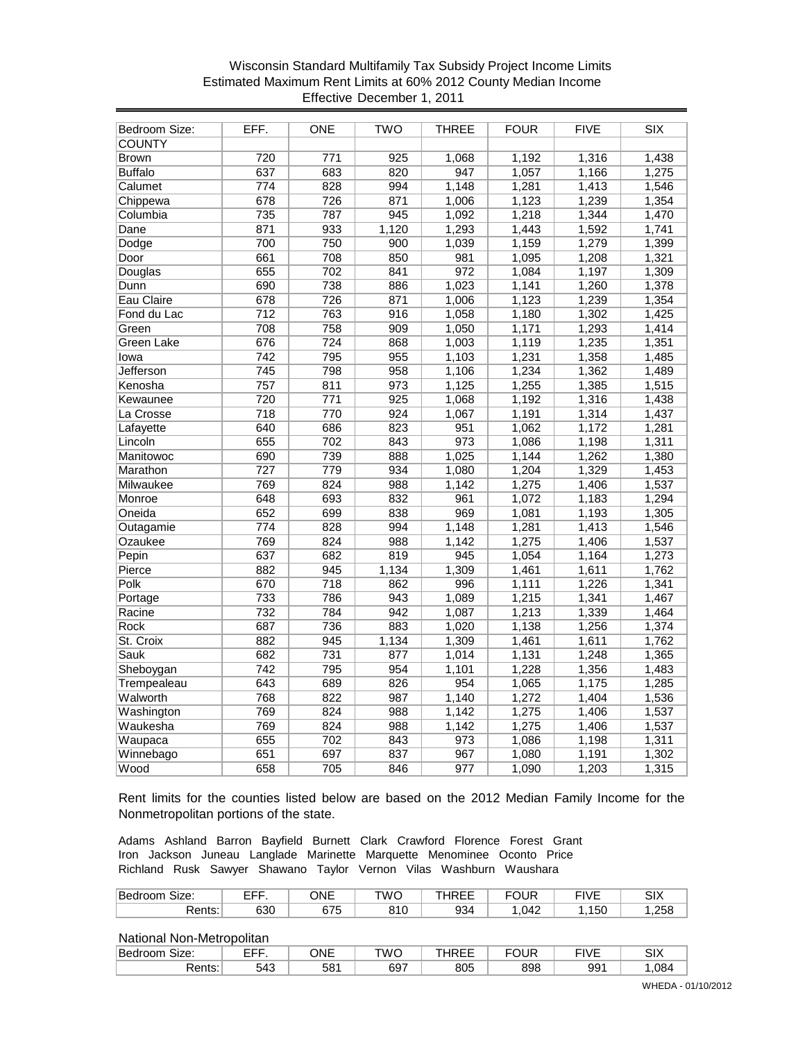Wisconsin Standard Multifamily Tax Subsidy Project Income Limits
Estimated Maximum Rent Limits at 60% 2012 County Median Income
Effective December 1, 2011

| Bedroom Size: | EFF. | ONE | TWO | THREE | FOUR | FIVE | SIX |
|---|---|---|---|---|---|---|---|
| COUNTY | | | | | | | |
| Brown | 720 | 771 | 925 | 1,068 | 1,192 | 1,316 | 1,438 |
| Buffalo | 637 | 683 | 820 | 947 | 1,057 | 1,166 | 1,275 |
| Calumet | 774 | 828 | 994 | 1,148 | 1,281 | 1,413 | 1,546 |
| Chippewa | 678 | 726 | 871 | 1,006 | 1,123 | 1,239 | 1,354 |
| Columbia | 735 | 787 | 945 | 1,092 | 1,218 | 1,344 | 1,470 |
| Dane | 871 | 933 | 1,120 | 1,293 | 1,443 | 1,592 | 1,741 |
| Dodge | 700 | 750 | 900 | 1,039 | 1,159 | 1,279 | 1,399 |
| Door | 661 | 708 | 850 | 981 | 1,095 | 1,208 | 1,321 |
| Douglas | 655 | 702 | 841 | 972 | 1,084 | 1,197 | 1,309 |
| Dunn | 690 | 738 | 886 | 1,023 | 1,141 | 1,260 | 1,378 |
| Eau Claire | 678 | 726 | 871 | 1,006 | 1,123 | 1,239 | 1,354 |
| Fond du Lac | 712 | 763 | 916 | 1,058 | 1,180 | 1,302 | 1,425 |
| Green | 708 | 758 | 909 | 1,050 | 1,171 | 1,293 | 1,414 |
| Green Lake | 676 | 724 | 868 | 1,003 | 1,119 | 1,235 | 1,351 |
| Iowa | 742 | 795 | 955 | 1,103 | 1,231 | 1,358 | 1,485 |
| Jefferson | 745 | 798 | 958 | 1,106 | 1,234 | 1,362 | 1,489 |
| Kenosha | 757 | 811 | 973 | 1,125 | 1,255 | 1,385 | 1,515 |
| Kewaunee | 720 | 771 | 925 | 1,068 | 1,192 | 1,316 | 1,438 |
| La Crosse | 718 | 770 | 924 | 1,067 | 1,191 | 1,314 | 1,437 |
| Lafayette | 640 | 686 | 823 | 951 | 1,062 | 1,172 | 1,281 |
| Lincoln | 655 | 702 | 843 | 973 | 1,086 | 1,198 | 1,311 |
| Manitowoc | 690 | 739 | 888 | 1,025 | 1,144 | 1,262 | 1,380 |
| Marathon | 727 | 779 | 934 | 1,080 | 1,204 | 1,329 | 1,453 |
| Milwaukee | 769 | 824 | 988 | 1,142 | 1,275 | 1,406 | 1,537 |
| Monroe | 648 | 693 | 832 | 961 | 1,072 | 1,183 | 1,294 |
| Oneida | 652 | 699 | 838 | 969 | 1,081 | 1,193 | 1,305 |
| Outagamie | 774 | 828 | 994 | 1,148 | 1,281 | 1,413 | 1,546 |
| Ozaukee | 769 | 824 | 988 | 1,142 | 1,275 | 1,406 | 1,537 |
| Pepin | 637 | 682 | 819 | 945 | 1,054 | 1,164 | 1,273 |
| Pierce | 882 | 945 | 1,134 | 1,309 | 1,461 | 1,611 | 1,762 |
| Polk | 670 | 718 | 862 | 996 | 1,111 | 1,226 | 1,341 |
| Portage | 733 | 786 | 943 | 1,089 | 1,215 | 1,341 | 1,467 |
| Racine | 732 | 784 | 942 | 1,087 | 1,213 | 1,339 | 1,464 |
| Rock | 687 | 736 | 883 | 1,020 | 1,138 | 1,256 | 1,374 |
| St. Croix | 882 | 945 | 1,134 | 1,309 | 1,461 | 1,611 | 1,762 |
| Sauk | 682 | 731 | 877 | 1,014 | 1,131 | 1,248 | 1,365 |
| Sheboygan | 742 | 795 | 954 | 1,101 | 1,228 | 1,356 | 1,483 |
| Trempealeau | 643 | 689 | 826 | 954 | 1,065 | 1,175 | 1,285 |
| Walworth | 768 | 822 | 987 | 1,140 | 1,272 | 1,404 | 1,536 |
| Washington | 769 | 824 | 988 | 1,142 | 1,275 | 1,406 | 1,537 |
| Waukesha | 769 | 824 | 988 | 1,142 | 1,275 | 1,406 | 1,537 |
| Waupaca | 655 | 702 | 843 | 973 | 1,086 | 1,198 | 1,311 |
| Winnebago | 651 | 697 | 837 | 967 | 1,080 | 1,191 | 1,302 |
| Wood | 658 | 705 | 846 | 977 | 1,090 | 1,203 | 1,315 |

Rent limits for the counties listed below are based on the 2012 Median Family Income for the Nonmetropolitan portions of the state.

Adams Ashland Barron Bayfield Burnett Clark Crawford Florence Forest Grant Iron Jackson Juneau Langlade Marinette Marquette Menominee Oconto Price Richland Rusk Sawyer Shawano Taylor Vernon Vilas Washburn Waushara

| Bedroom Size: | EFF. | ONE | TWO | THREE | FOUR | FIVE | SIX |
|---|---|---|---|---|---|---|---|
| Rents: | 630 | 675 | 810 | 934 | 1,042 | 1,150 | 1,258 |

National Non-Metropolitan

| Bedroom Size: | EFF. | ONE | TWO | THREE | FOUR | FIVE | SIX |
|---|---|---|---|---|---|---|---|
| Rents: | 543 | 581 | 697 | 805 | 898 | 991 | 1,084 |

WHEDA - 01/10/2012